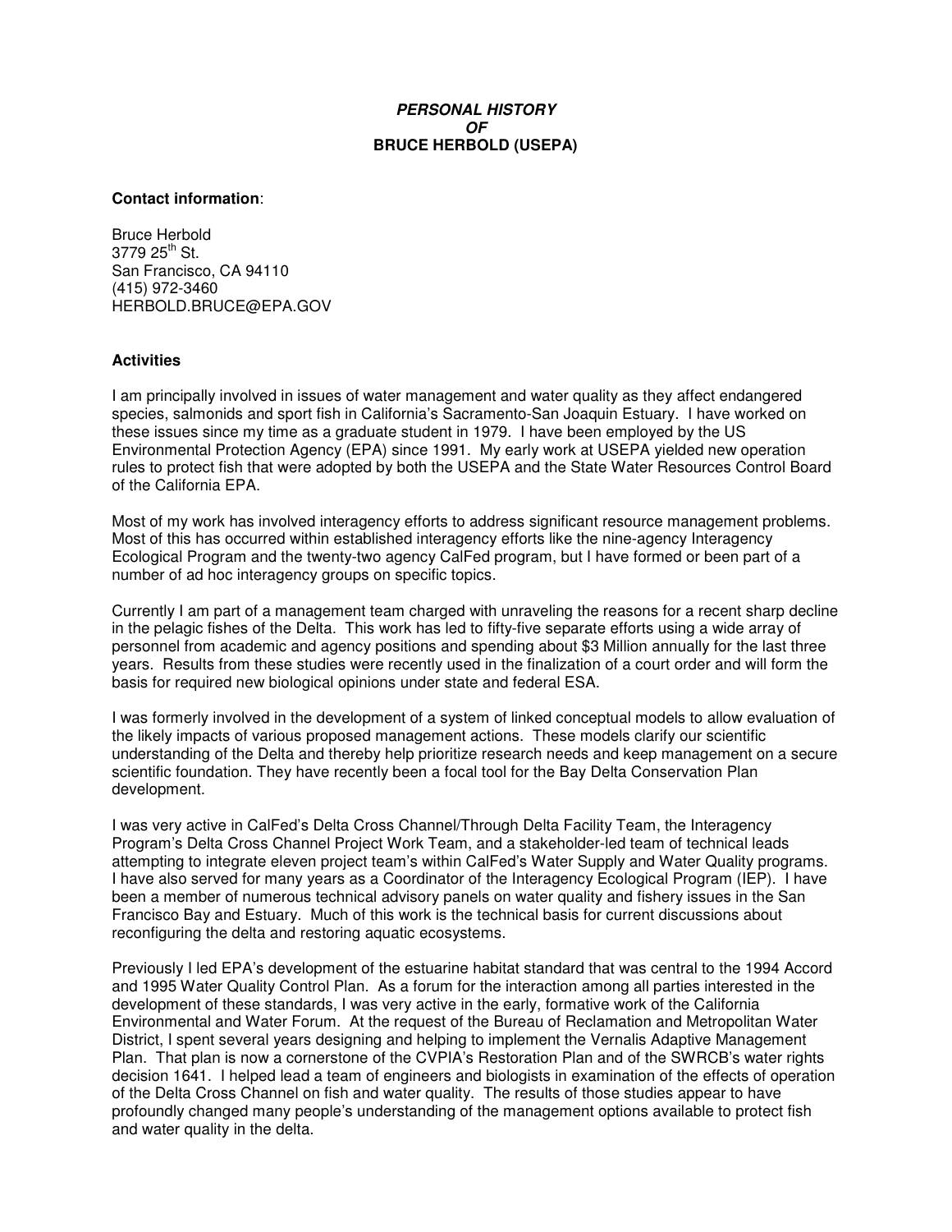# ***PERSONAL HISTORY***
# ***OF***
# **BRUCE HERBOLD (USEPA)**

**Contact information**:

Bruce Herbold
3779 25th St.
San Francisco, CA 94110
(415) 972-3460
HERBOLD.BRUCE@EPA.GOV

**Activities**

I am principally involved in issues of water management and water quality as they affect endangered species, salmonids and sport fish in California's Sacramento-San Joaquin Estuary. I have worked on these issues since my time as a graduate student in 1979. I have been employed by the US Environmental Protection Agency (EPA) since 1991. My early work at USEPA yielded new operation rules to protect fish that were adopted by both the USEPA and the State Water Resources Control Board of the California EPA.

Most of my work has involved interagency efforts to address significant resource management problems. Most of this has occurred within established interagency efforts like the nine-agency Interagency Ecological Program and the twenty-two agency CalFed program, but I have formed or been part of a number of ad hoc interagency groups on specific topics.

Currently I am part of a management team charged with unraveling the reasons for a recent sharp decline in the pelagic fishes of the Delta. This work has led to fifty-five separate efforts using a wide array of personnel from academic and agency positions and spending about $3 Million annually for the last three years. Results from these studies were recently used in the finalization of a court order and will form the basis for required new biological opinions under state and federal ESA.

I was formerly involved in the development of a system of linked conceptual models to allow evaluation of the likely impacts of various proposed management actions. These models clarify our scientific understanding of the Delta and thereby help prioritize research needs and keep management on a secure scientific foundation. They have recently been a focal tool for the Bay Delta Conservation Plan development.

I was very active in CalFed's Delta Cross Channel/Through Delta Facility Team, the Interagency Program's Delta Cross Channel Project Work Team, and a stakeholder-led team of technical leads attempting to integrate eleven project team's within CalFed's Water Supply and Water Quality programs. I have also served for many years as a Coordinator of the Interagency Ecological Program (IEP). I have been a member of numerous technical advisory panels on water quality and fishery issues in the San Francisco Bay and Estuary. Much of this work is the technical basis for current discussions about reconfiguring the delta and restoring aquatic ecosystems.

Previously I led EPA's development of the estuarine habitat standard that was central to the 1994 Accord and 1995 Water Quality Control Plan. As a forum for the interaction among all parties interested in the development of these standards, I was very active in the early, formative work of the California Environmental and Water Forum. At the request of the Bureau of Reclamation and Metropolitan Water District, I spent several years designing and helping to implement the Vernalis Adaptive Management Plan. That plan is now a cornerstone of the CVPIA's Restoration Plan and of the SWRCB's water rights decision 1641. I helped lead a team of engineers and biologists in examination of the effects of operation of the Delta Cross Channel on fish and water quality. The results of those studies appear to have profoundly changed many people's understanding of the management options available to protect fish and water quality in the delta.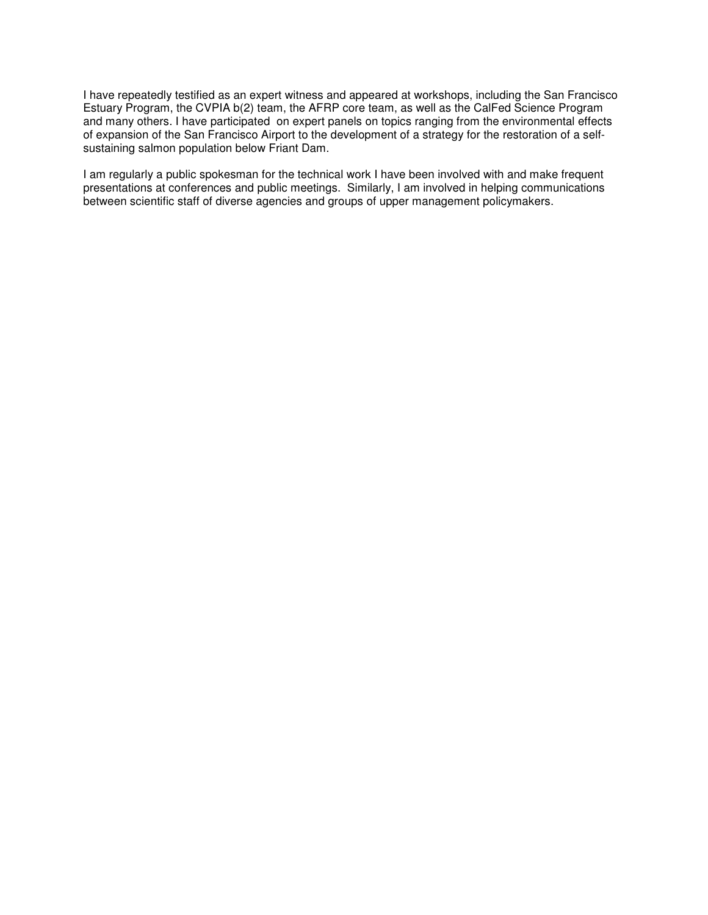I have repeatedly testified as an expert witness and appeared at workshops, including the San Francisco Estuary Program, the CVPIA b(2) team, the AFRP core team, as well as the CalFed Science Program and many others. I have participated on expert panels on topics ranging from the environmental effects of expansion of the San Francisco Airport to the development of a strategy for the restoration of a self-sustaining salmon population below Friant Dam.

I am regularly a public spokesman for the technical work I have been involved with and make frequent presentations at conferences and public meetings. Similarly, I am involved in helping communications between scientific staff of diverse agencies and groups of upper management policymakers.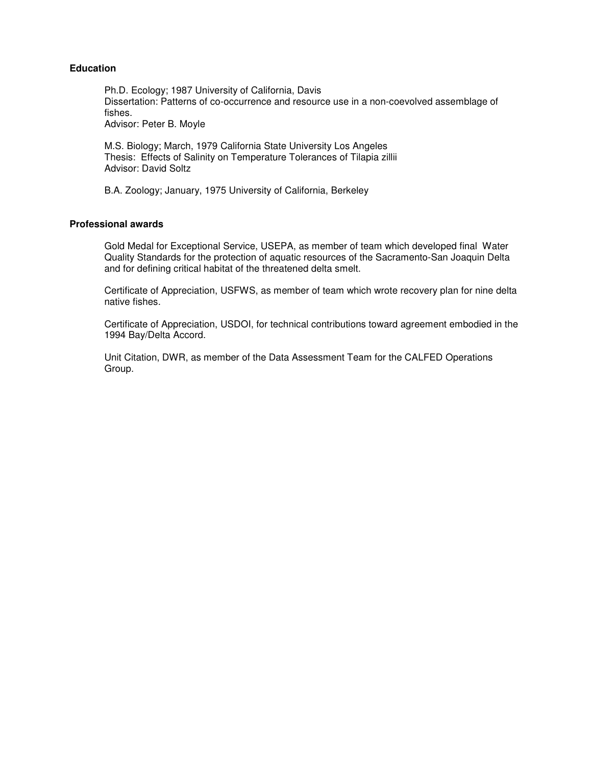**Education**

Ph.D. Ecology; 1987 University of California, Davis
Dissertation: Patterns of co-occurrence and resource use in a non-coevolved assemblage of fishes.
Advisor: Peter B. Moyle

M.S. Biology; March, 1979 California State University Los Angeles
Thesis: Effects of Salinity on Temperature Tolerances of Tilapia zillii
Advisor: David Soltz

B.A. Zoology; January, 1975 University of California, Berkeley

**Professional awards**

Gold Medal for Exceptional Service, USEPA, as member of team which developed final Water Quality Standards for the protection of aquatic resources of the Sacramento-San Joaquin Delta and for defining critical habitat of the threatened delta smelt.

Certificate of Appreciation, USFWS, as member of team which wrote recovery plan for nine delta native fishes.

Certificate of Appreciation, USDOI, for technical contributions toward agreement embodied in the 1994 Bay/Delta Accord.

Unit Citation, DWR, as member of the Data Assessment Team for the CALFED Operations Group.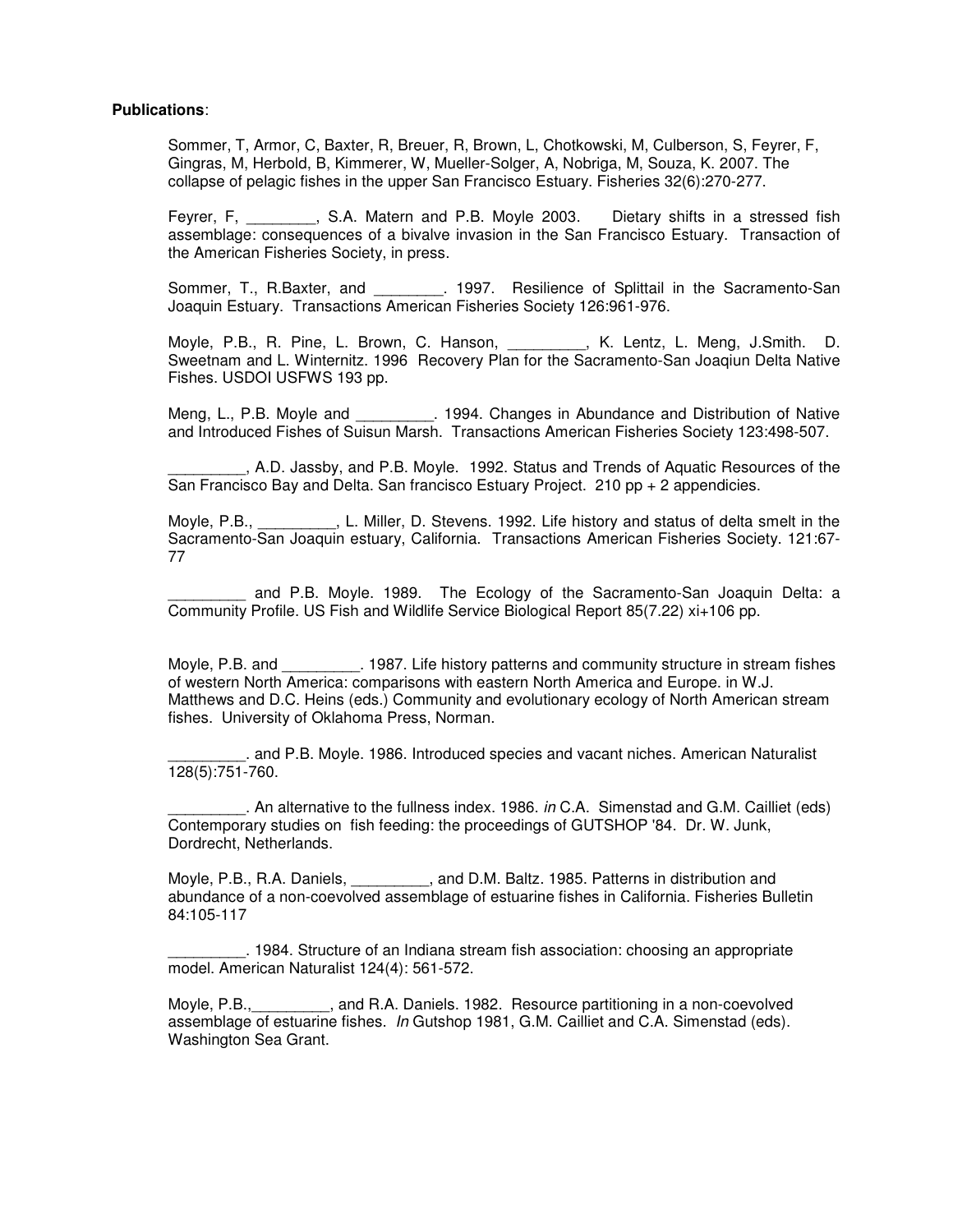**Publications**:

Sommer, T, Armor, C, Baxter, R, Breuer, R, Brown, L, Chotkowski, M, Culberson, S, Feyrer, F, Gingras, M, Herbold, B, Kimmerer, W, Mueller-Solger, A, Nobriga, M, Souza, K. 2007. The collapse of pelagic fishes in the upper San Francisco Estuary. Fisheries 32(6):270-277.

Feyrer, F, ________, S.A. Matern and P.B. Moyle 2003. Dietary shifts in a stressed fish assemblage: consequences of a bivalve invasion in the San Francisco Estuary. Transaction of the American Fisheries Society, in press.

Sommer, T., R.Baxter, and ________. 1997. Resilience of Splittail in the Sacramento-San Joaquin Estuary. Transactions American Fisheries Society 126:961-976.

Moyle, P.B., R. Pine, L. Brown, C. Hanson, _________, K. Lentz, L. Meng, J.Smith. D. Sweetnam and L. Winternitz. 1996 Recovery Plan for the Sacramento-San Joaqiun Delta Native Fishes. USDOI USFWS 193 pp.

Meng, L., P.B. Moyle and _________. 1994. Changes in Abundance and Distribution of Native and Introduced Fishes of Suisun Marsh. Transactions American Fisheries Society 123:498-507.

_________, A.D. Jassby, and P.B. Moyle. 1992. Status and Trends of Aquatic Resources of the San Francisco Bay and Delta. San francisco Estuary Project. 210 pp + 2 appendicies.

Moyle, P.B., _________, L. Miller, D. Stevens. 1992. Life history and status of delta smelt in the Sacramento-San Joaquin estuary, California. Transactions American Fisheries Society. 121:67-77

_________ and P.B. Moyle. 1989. The Ecology of the Sacramento-San Joaquin Delta: a Community Profile. US Fish and Wildlife Service Biological Report 85(7.22) xi+106 pp.

Moyle, P.B. and _________. 1987. Life history patterns and community structure in stream fishes of western North America: comparisons with eastern North America and Europe. in W.J. Matthews and D.C. Heins (eds.) Community and evolutionary ecology of North American stream fishes. University of Oklahoma Press, Norman.

_________. and P.B. Moyle. 1986. Introduced species and vacant niches. American Naturalist 128(5):751-760.

_________. An alternative to the fullness index. 1986. *in* C.A. Simenstad and G.M. Cailliet (eds) Contemporary studies on fish feeding: the proceedings of GUTSHOP '84. Dr. W. Junk, Dordrecht, Netherlands.

Moyle, P.B., R.A. Daniels, _________, and D.M. Baltz. 1985. Patterns in distribution and abundance of a non-coevolved assemblage of estuarine fishes in California. Fisheries Bulletin 84:105-117

_________. 1984. Structure of an Indiana stream fish association: choosing an appropriate model. American Naturalist 124(4): 561-572.

Moyle, P.B.,_________, and R.A. Daniels. 1982. Resource partitioning in a non-coevolved assemblage of estuarine fishes. *In* Gutshop 1981, G.M. Cailliet and C.A. Simenstad (eds). Washington Sea Grant.